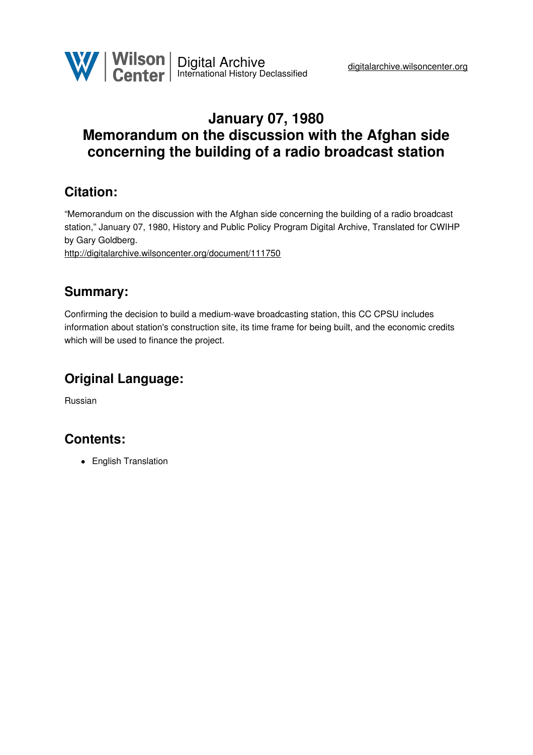# January 07, 1980
# Memorandum on the discussion with the Afghan side concerning the building of a radio broadcast station

## Citation:

"Memorandum on the discussion with the Afghan side concerning the building of a radio broadcast station," January 07, 1980, History and Public Policy Program Digital Archive, Translated for CWIHP by Gary Goldberg.
http://digitalarchive.wilsoncenter.org/document/111750

## Summary:

Confirming the decision to build a medium-wave broadcasting station, this CC CPSU includes information about station's construction site, its time frame for being built, and the economic credits which will be used to finance the project.

## Original Language:

Russian

## Contents:

- English Translation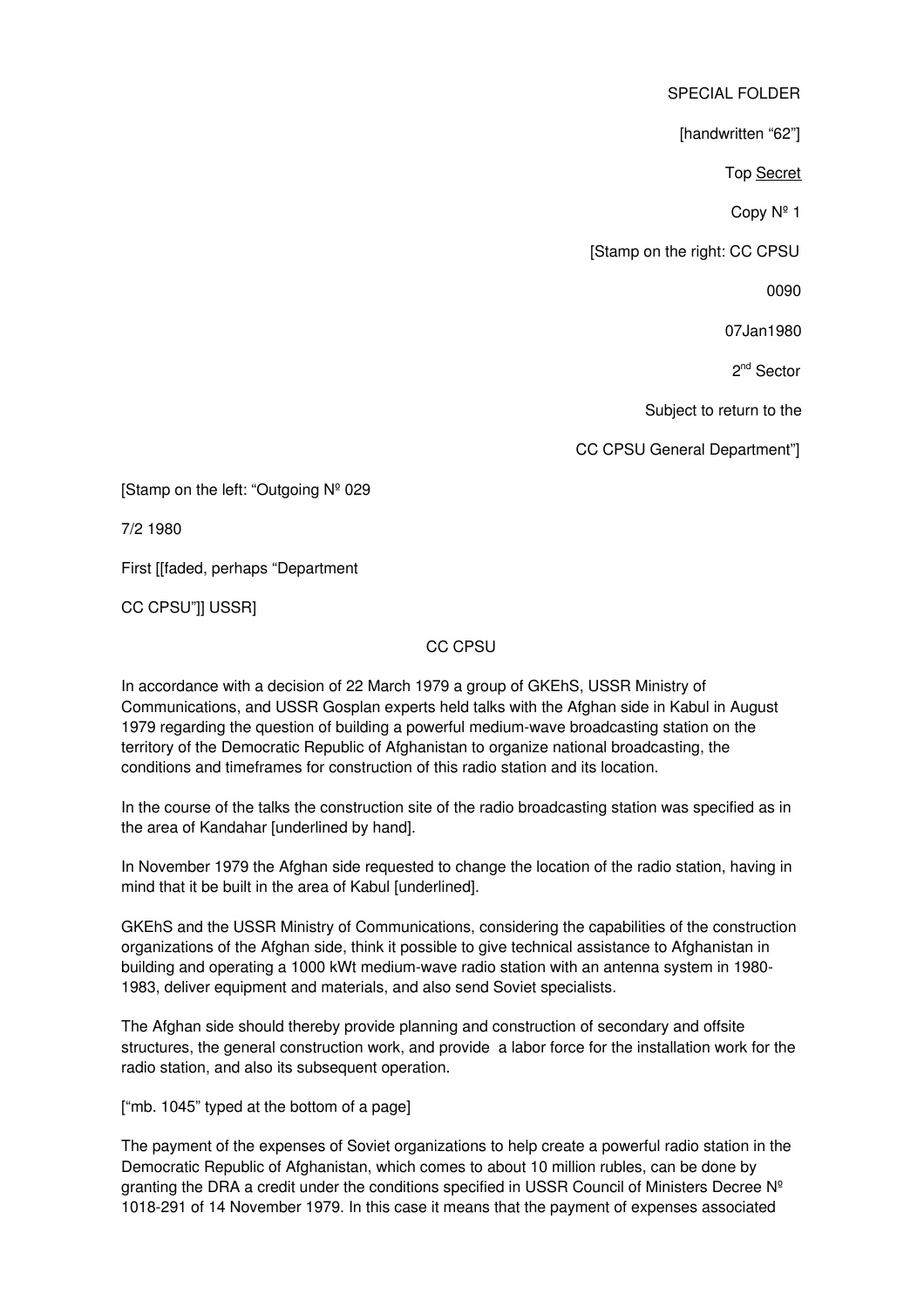SPECIAL FOLDER

[handwritten "62"]

Top Secret

Copy Nº 1

[Stamp on the right: CC CPSU

0090

07Jan1980

2[nd] Sector

Subject to return to the

CC CPSU General Department"]

[Stamp on the left: "Outgoing Nº 029

7/2 1980

First [[faded, perhaps "Department

CC CPSU"]] USSR]

CC CPSU

In accordance with a decision of 22 March 1979 a group of GKEhS, USSR Ministry of Communications, and USSR Gosplan experts held talks with the Afghan side in Kabul in August 1979 regarding the question of building a powerful medium-wave broadcasting station on the territory of the Democratic Republic of Afghanistan to organize national broadcasting, the conditions and timeframes for construction of this radio station and its location.

In the course of the talks the construction site of the radio broadcasting station was specified as in the area of Kandahar [underlined by hand].

In November 1979 the Afghan side requested to change the location of the radio station, having in mind that it be built in the area of Kabul [underlined].

GKEhS and the USSR Ministry of Communications, considering the capabilities of the construction organizations of the Afghan side, think it possible to give technical assistance to Afghanistan in building and operating a 1000 kWt medium-wave radio station with an antenna system in 1980-1983, deliver equipment and materials, and also send Soviet specialists.

The Afghan side should thereby provide planning and construction of secondary and offsite structures, the general construction work, and provide a labor force for the installation work for the radio station, and also its subsequent operation.

["mb. 1045" typed at the bottom of a page]

The payment of the expenses of Soviet organizations to help create a powerful radio station in the Democratic Republic of Afghanistan, which comes to about 10 million rubles, can be done by granting the DRA a credit under the conditions specified in USSR Council of Ministers Decree Nº 1018-291 of 14 November 1979. In this case it means that the payment of expenses associated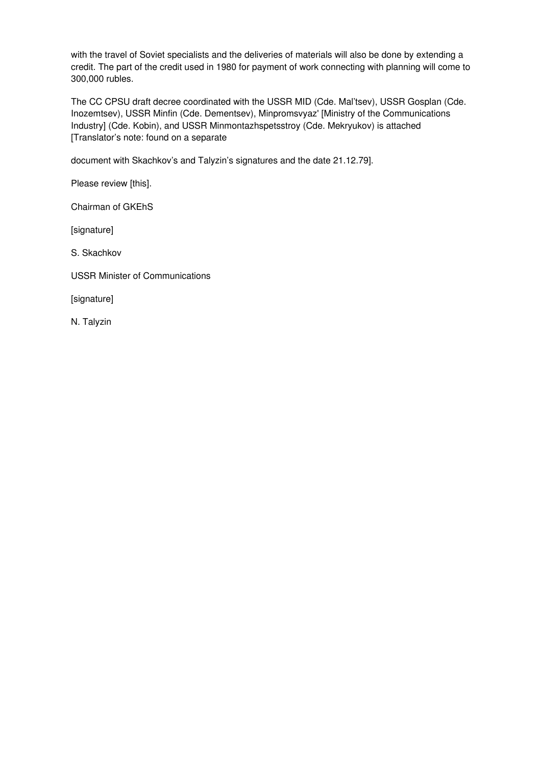with the travel of Soviet specialists and the deliveries of materials will also be done by extending a credit. The part of the credit used in 1980 for payment of work connecting with planning will come to 300,000 rubles.

The CC CPSU draft decree coordinated with the USSR MID (Cde. Mal'tsev), USSR Gosplan (Cde. Inozemtsev), USSR Minfin (Cde. Dementsev), Minpromsvyaz' [Ministry of the Communications Industry] (Cde. Kobin), and USSR Minmontazhspetsstroy (Cde. Mekryukov) is attached [Translator's note: found on a separate

document with Skachkov's and Talyzin's signatures and the date 21.12.79].

Please review [this].

Chairman of GKEhS

[signature]

S. Skachkov

USSR Minister of Communications

[signature]

N. Talyzin